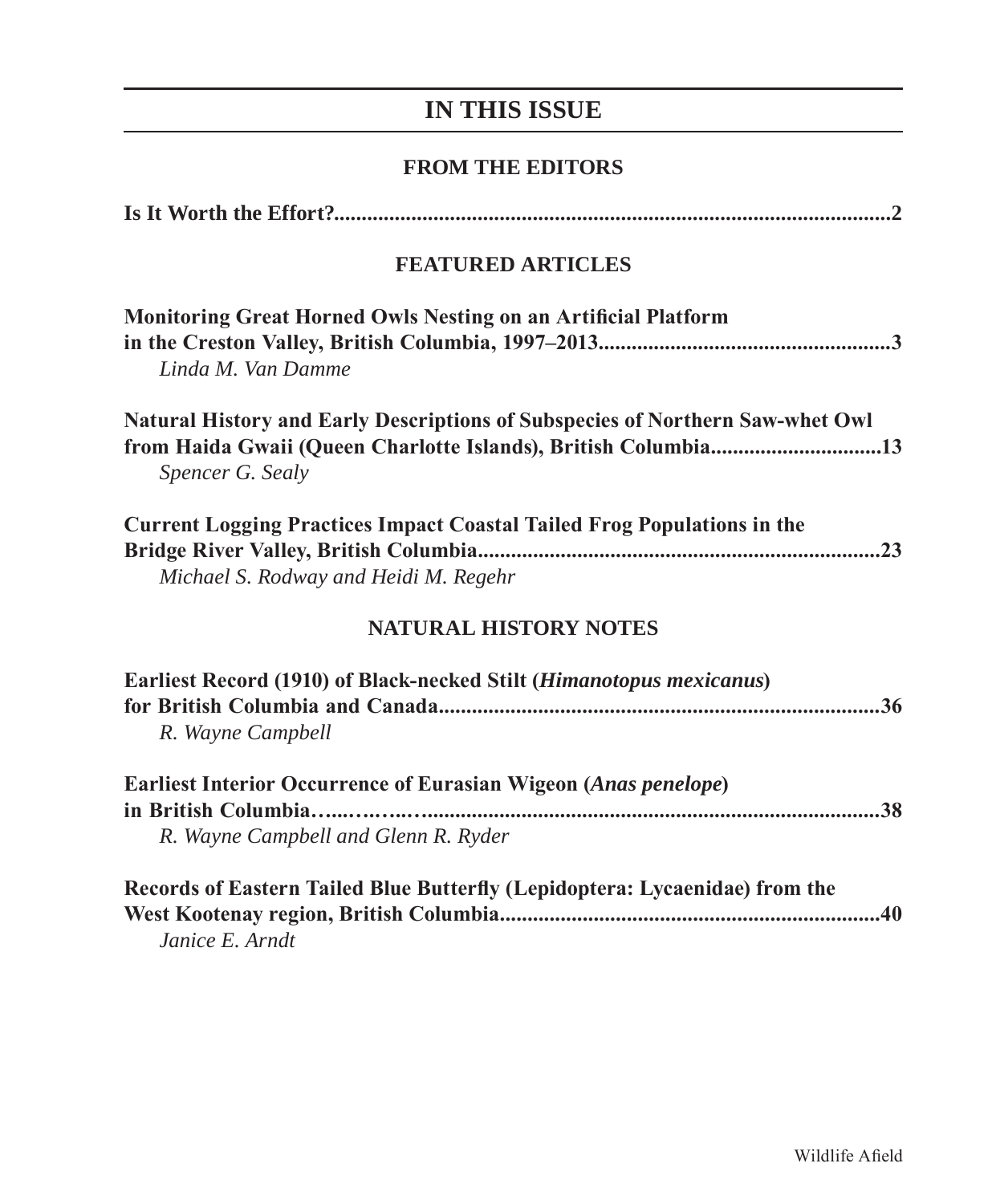# IN THIS ISSUE

## FROM THE EDITORS

**Is It Worth the Effort?......................................................................................................2**

## FEATURED ARTICLES

**Monitoring Great Horned Owls Nesting on an Artificial Platform in the Creston Valley, British Columbia, 1997–2013.....................................................3**
*Linda M. Van Damme*

**Natural History and Early Descriptions of Subspecies of Northern Saw-whet Owl from Haida Gwaii (Queen Charlotte Islands), British Columbia...............................13**
*Spencer G. Sealy*

**Current Logging Practices Impact Coastal Tailed Frog Populations in the Bridge River Valley, British Columbia........................................................................23**
*Michael S. Rodway and Heidi M. Regehr*

## NATURAL HISTORY NOTES

**Earliest Record (1910) of Black-necked Stilt (*Himanotopus mexicanus*) for British Columbia and Canada................................................................................36**
*R. Wayne Campbell*

**Earliest Interior Occurrence of Eurasian Wigeon (*Anas penelope*) in British Columbia…....…..…..................................................................................38**
*R. Wayne Campbell and Glenn R. Ryder*

**Records of Eastern Tailed Blue Butterfly (Lepidoptera: Lycaenidae) from the West Kootenay region, British Columbia.....................................................................40**
*Janice E. Arndt*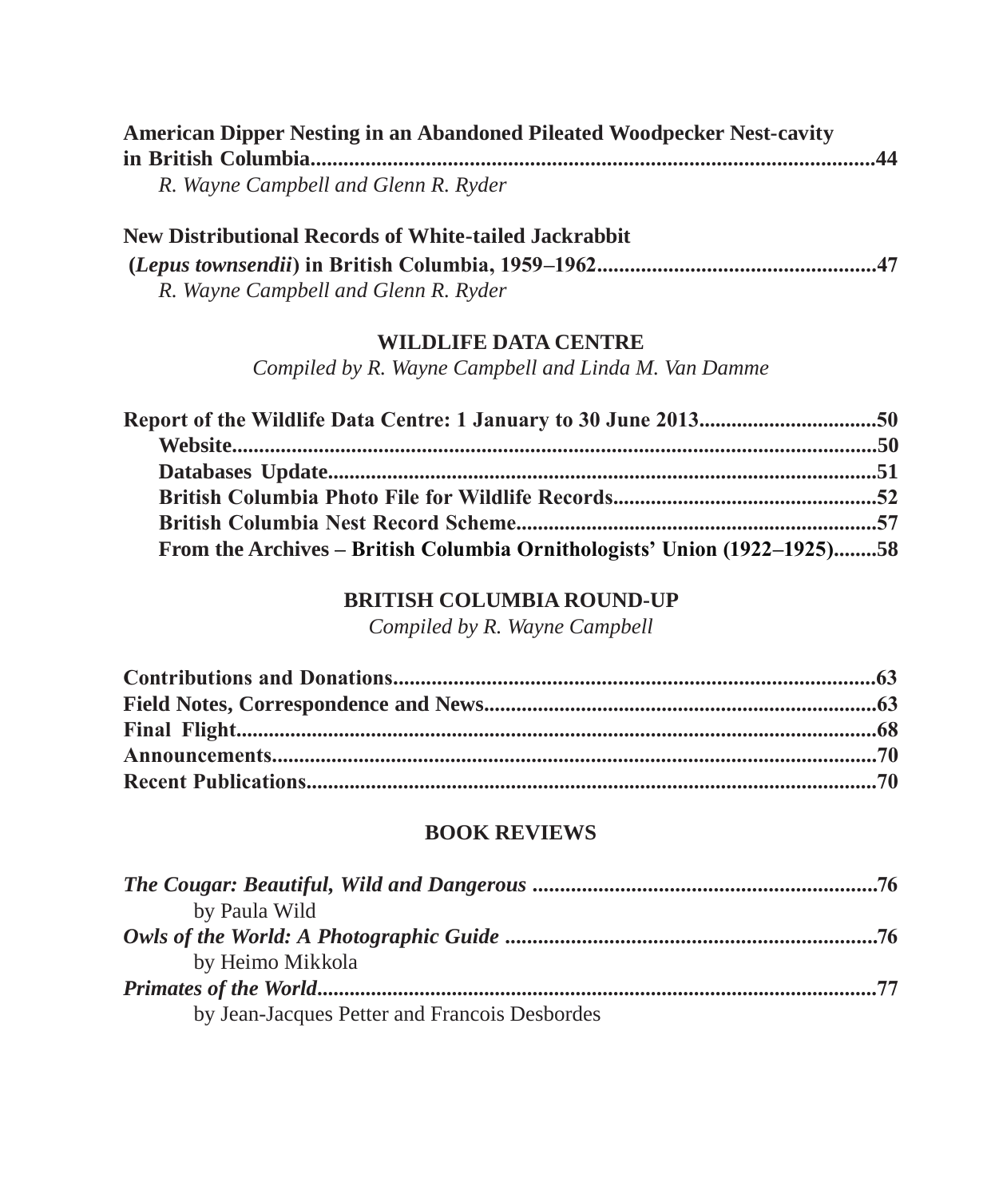**American Dipper Nesting in an Abandoned Pileated Woodpecker Nest-cavity in British Columbia........................................................................................................44**
*R. Wayne Campbell and Glenn R. Ryder*

**New Distributional Records of White-tailed Jackrabbit (*Lepus townsendii*) in British Columbia, 1959–1962...................................................47**
*R. Wayne Campbell and Glenn R. Ryder*

## WILDLIFE DATA CENTRE

*Compiled by R. Wayne Campbell and Linda M. Van Damme*

**Report of the Wildlife Data Centre: 1 January to 30 June 2013.................................50**
- **Website.......................................................................................................................50**
- **Databases Update.....................................................................................................51**
- **British Columbia Photo File for Wildlife Records.................................................52**
- **British Columbia Nest Record Scheme..................................................................57**
- **From the Archives – British Columbia Ornithologists' Union (1922–1925)........58**

## BRITISH COLUMBIA ROUND-UP

*Compiled by R. Wayne Campbell*

**Contributions and Donations.........................................................................................63**
**Field Notes, Correspondence and News........................................................................63**
**Final Flight.......................................................................................................................68**
**Announcements................................................................................................................70**
**Recent Publications.........................................................................................................70**

## BOOK REVIEWS

***The Cougar: Beautiful, Wild and Dangerous* ..............................................................76**
by Paula Wild
***Owls of the World: A Photographic Guide* ...................................................................76**
by Heimo Mikkola
***Primates of the World*.....................................................................................................77**
by Jean-Jacques Petter and Francois Desbordes